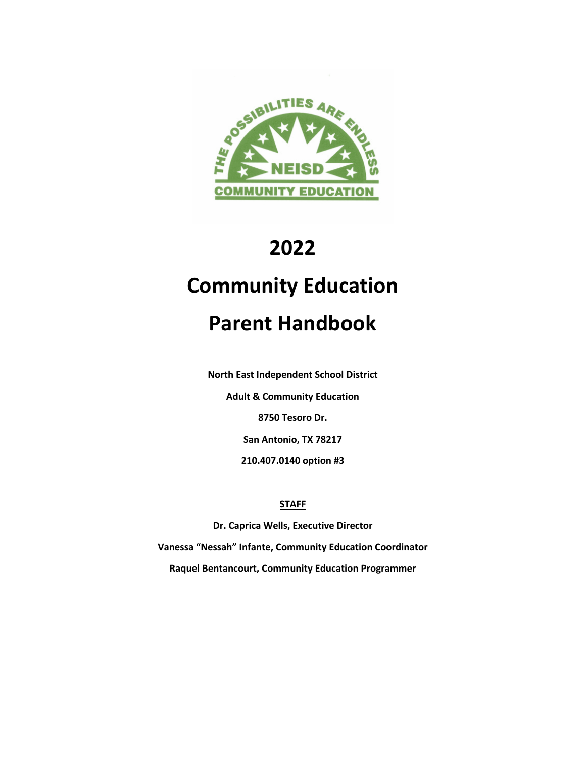# 2022

# Community Education

# Parent Handbook

**North East Independent School District**

**Adult & Community Education**

**8750 Tesoro Dr.**

**San Antonio, TX 78217**

**210.407.0140 option #3**

**STAFF**

**Dr. Caprica Wells, Executive Director**

**Vanessa "Nessah" Infante, Community Education Coordinator**

**Raquel Bentancourt, Community Education Programmer**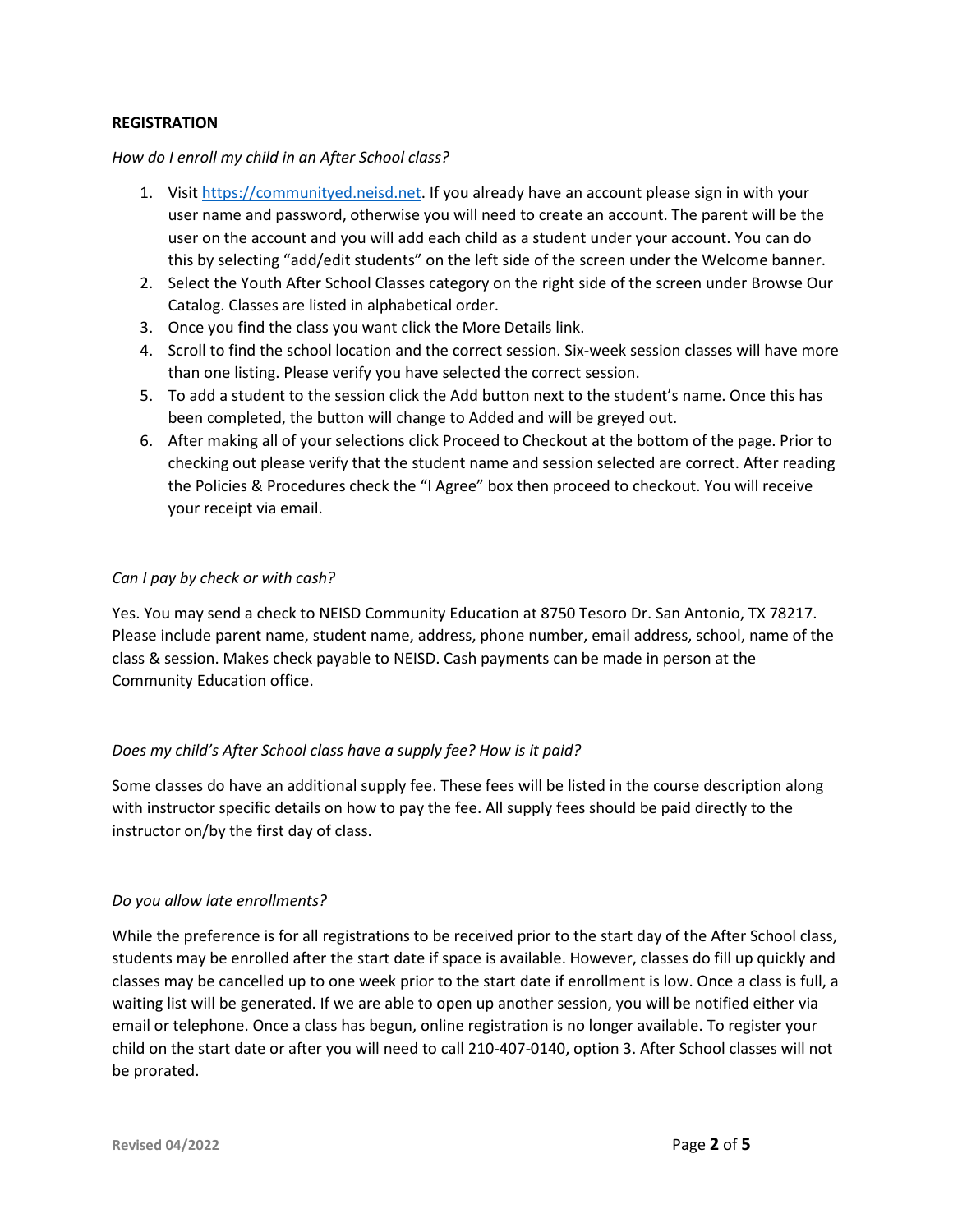**REGISTRATION**

*How do I enroll my child in an After School class?*

1. Visit [https://communityed.neisd.net](https://communityed.neisd.net). If you already have an account please sign in with your user name and password, otherwise you will need to create an account. The parent will be the user on the account and you will add each child as a student under your account. You can do this by selecting "add/edit students" on the left side of the screen under the Welcome banner.
2. Select the Youth After School Classes category on the right side of the screen under Browse Our Catalog. Classes are listed in alphabetical order.
3. Once you find the class you want click the More Details link.
4. Scroll to find the school location and the correct session. Six-week session classes will have more than one listing. Please verify you have selected the correct session.
5. To add a student to the session click the Add button next to the student's name. Once this has been completed, the button will change to Added and will be greyed out.
6. After making all of your selections click Proceed to Checkout at the bottom of the page. Prior to checking out please verify that the student name and session selected are correct. After reading the Policies & Procedures check the "I Agree" box then proceed to checkout. You will receive your receipt via email.

*Can I pay by check or with cash?*

Yes. You may send a check to NEISD Community Education at 8750 Tesoro Dr. San Antonio, TX 78217. Please include parent name, student name, address, phone number, email address, school, name of the class & session. Makes check payable to NEISD. Cash payments can be made in person at the Community Education office.

*Does my child's After School class have a supply fee? How is it paid?*

Some classes do have an additional supply fee. These fees will be listed in the course description along with instructor specific details on how to pay the fee. All supply fees should be paid directly to the instructor on/by the first day of class.

*Do you allow late enrollments?*

While the preference is for all registrations to be received prior to the start day of the After School class, students may be enrolled after the start date if space is available. However, classes do fill up quickly and classes may be cancelled up to one week prior to the start date if enrollment is low. Once a class is full, a waiting list will be generated. If we are able to open up another session, you will be notified either via email or telephone. Once a class has begun, online registration is no longer available. To register your child on the start date or after you will need to call 210-407-0140, option 3. After School classes will not be prorated.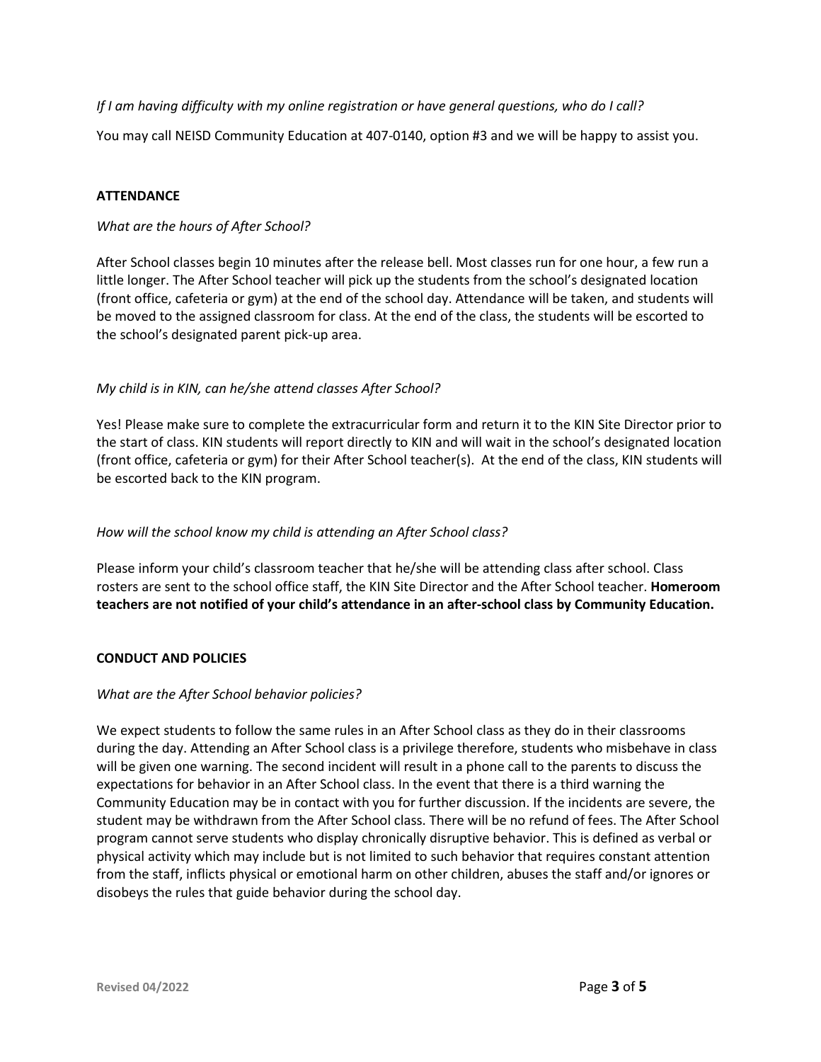*If I am having difficulty with my online registration or have general questions, who do I call?*

You may call NEISD Community Education at 407-0140, option #3 and we will be happy to assist you.

## ATTENDANCE

*What are the hours of After School?*

After School classes begin 10 minutes after the release bell. Most classes run for one hour, a few run a little longer. The After School teacher will pick up the students from the school's designated location (front office, cafeteria or gym) at the end of the school day. Attendance will be taken, and students will be moved to the assigned classroom for class. At the end of the class, the students will be escorted to the school's designated parent pick-up area.

*My child is in KIN, can he/she attend classes After School?*

Yes! Please make sure to complete the extracurricular form and return it to the KIN Site Director prior to the start of class. KIN students will report directly to KIN and will wait in the school's designated location (front office, cafeteria or gym) for their After School teacher(s). At the end of the class, KIN students will be escorted back to the KIN program.

*How will the school know my child is attending an After School class?*

Please inform your child's classroom teacher that he/she will be attending class after school. Class rosters are sent to the school office staff, the KIN Site Director and the After School teacher. **Homeroom teachers are not notified of your child's attendance in an after-school class by Community Education.**

## CONDUCT AND POLICIES

*What are the After School behavior policies?*

We expect students to follow the same rules in an After School class as they do in their classrooms during the day. Attending an After School class is a privilege therefore, students who misbehave in class will be given one warning. The second incident will result in a phone call to the parents to discuss the expectations for behavior in an After School class. In the event that there is a third warning the Community Education may be in contact with you for further discussion. If the incidents are severe, the student may be withdrawn from the After School class. There will be no refund of fees. The After School program cannot serve students who display chronically disruptive behavior. This is defined as verbal or physical activity which may include but is not limited to such behavior that requires constant attention from the staff, inflicts physical or emotional harm on other children, abuses the staff and/or ignores or disobeys the rules that guide behavior during the school day.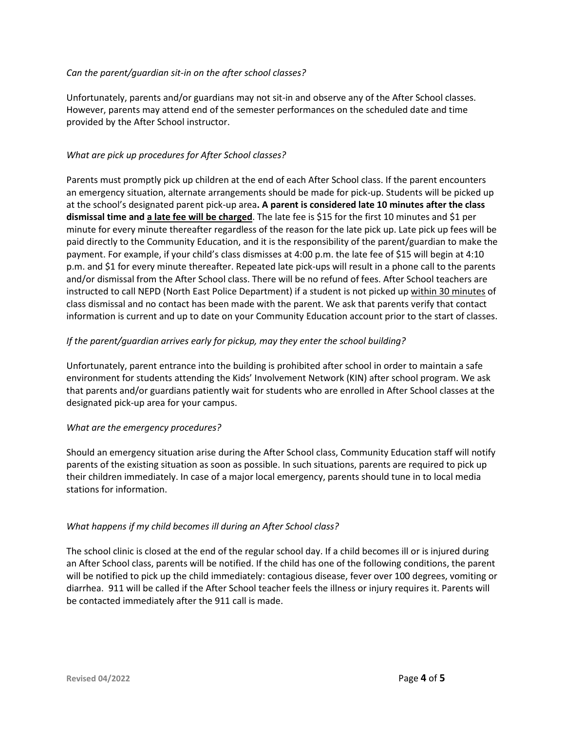*Can the parent/guardian sit-in on the after school classes?*

Unfortunately, parents and/or guardians may not sit-in and observe any of the After School classes. However, parents may attend end of the semester performances on the scheduled date and time provided by the After School instructor.

*What are pick up procedures for After School classes?*

Parents must promptly pick up children at the end of each After School class. If the parent encounters an emergency situation, alternate arrangements should be made for pick-up. Students will be picked up at the school's designated parent pick-up area**. A parent is considered late 10 minutes after the class dismissal time and <u>a late fee will be charged</u>**. The late fee is $15 for the first 10 minutes and $1 per minute for every minute thereafter regardless of the reason for the late pick up. Late pick up fees will be paid directly to the Community Education, and it is the responsibility of the parent/guardian to make the payment. For example, if your child's class dismisses at 4:00 p.m. the late fee of $15 will begin at 4:10 p.m. and $1 for every minute thereafter. Repeated late pick-ups will result in a phone call to the parents and/or dismissal from the After School class. There will be no refund of fees. After School teachers are instructed to call NEPD (North East Police Department) if a student is not picked up <u>within 30 minutes</u> of class dismissal and no contact has been made with the parent. We ask that parents verify that contact information is current and up to date on your Community Education account prior to the start of classes.

*If the parent/guardian arrives early for pickup, may they enter the school building?*

Unfortunately, parent entrance into the building is prohibited after school in order to maintain a safe environment for students attending the Kids' Involvement Network (KIN) after school program. We ask that parents and/or guardians patiently wait for students who are enrolled in After School classes at the designated pick-up area for your campus.

*What are the emergency procedures?*

Should an emergency situation arise during the After School class, Community Education staff will notify parents of the existing situation as soon as possible. In such situations, parents are required to pick up their children immediately. In case of a major local emergency, parents should tune in to local media stations for information.

*What happens if my child becomes ill during an After School class?*

The school clinic is closed at the end of the regular school day. If a child becomes ill or is injured during an After School class, parents will be notified. If the child has one of the following conditions, the parent will be notified to pick up the child immediately: contagious disease, fever over 100 degrees, vomiting or diarrhea. 911 will be called if the After School teacher feels the illness or injury requires it. Parents will be contacted immediately after the 911 call is made.

Revised 04/2022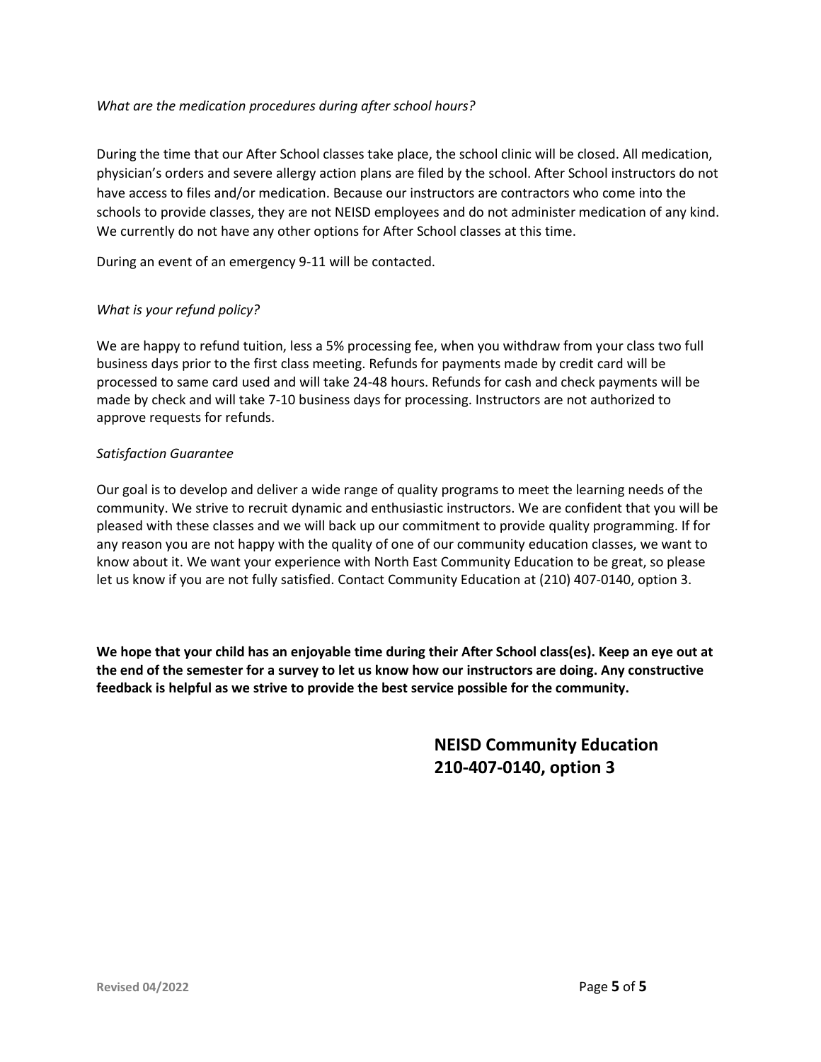*What are the medication procedures during after school hours?*

During the time that our After School classes take place, the school clinic will be closed. All medication, physician's orders and severe allergy action plans are filed by the school. After School instructors do not have access to files and/or medication. Because our instructors are contractors who come into the schools to provide classes, they are not NEISD employees and do not administer medication of any kind. We currently do not have any other options for After School classes at this time.

During an event of an emergency 9-11 will be contacted.

*What is your refund policy?*

We are happy to refund tuition, less a 5% processing fee, when you withdraw from your class two full business days prior to the first class meeting. Refunds for payments made by credit card will be processed to same card used and will take 24-48 hours. Refunds for cash and check payments will be made by check and will take 7-10 business days for processing. Instructors are not authorized to approve requests for refunds.

*Satisfaction Guarantee*

Our goal is to develop and deliver a wide range of quality programs to meet the learning needs of the community. We strive to recruit dynamic and enthusiastic instructors. We are confident that you will be pleased with these classes and we will back up our commitment to provide quality programming. If for any reason you are not happy with the quality of one of our community education classes, we want to know about it. We want your experience with North East Community Education to be great, so please let us know if you are not fully satisfied. Contact Community Education at (210) 407-0140, option 3.

**We hope that your child has an enjoyable time during their After School class(es). Keep an eye out at the end of the semester for a survey to let us know how our instructors are doing. Any constructive feedback is helpful as we strive to provide the best service possible for the community.**

**NEISD Community Education**
**210-407-0140, option 3**

Revised 04/2022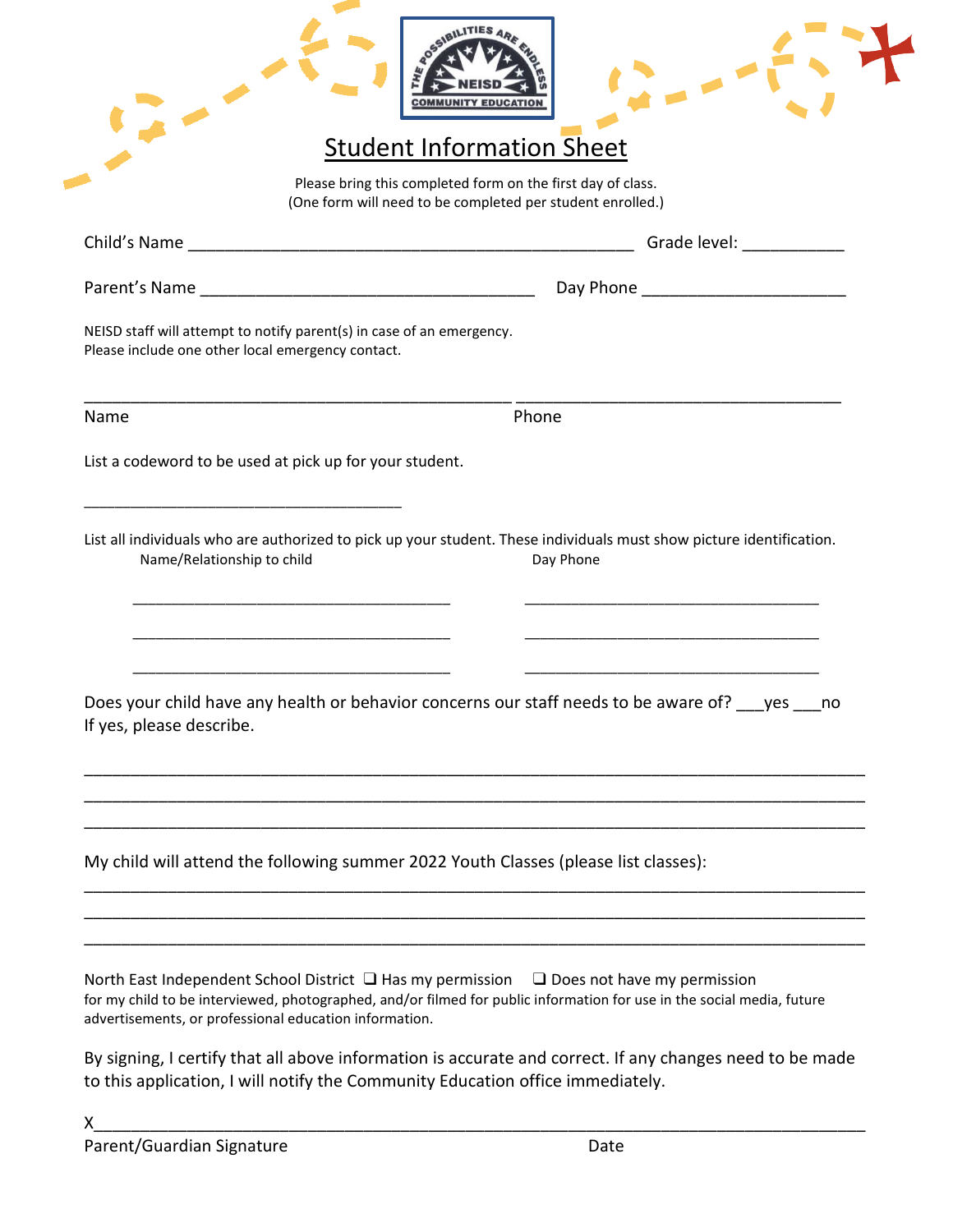# Student Information Sheet

Please bring this completed form on the first day of class.
(One form will need to be completed per student enrolled.)

Child's Name _______________________________________________ Grade level: __________

Parent's Name _________________________________ Day Phone ____________________

NEISD staff will attempt to notify parent(s) in case of an emergency.
Please include one other local emergency contact.

_______________________________________________ ____________________________________

Name Phone

List a codeword to be used at pick up for your student.

___________________________________

List all individuals who are authorized to pick up your student. These individuals must show picture identification.

| Name/Relationship to child | Day Phone |
| --- | --- |
| _________________________________ | _________________________________ |
| _________________________________ | _________________________________ |
| _________________________________ | _________________________________ |

Does your child have any health or behavior concerns our staff needs to be aware of? ___yes ___no
If yes, please describe.

_____________________________________________________________________________
_____________________________________________________________________________
_____________________________________________________________________________

My child will attend the following summer 2022 Youth Classes (please list classes):

_____________________________________________________________________________
_____________________________________________________________________________
_____________________________________________________________________________

North East Independent School District ❑ Has my permission ❑ Does not have my permission
for my child to be interviewed, photographed, and/or filmed for public information for use in the social media, future advertisements, or professional education information.

By signing, I certify that all above information is accurate and correct. If any changes need to be made to this application, I will notify the Community Education office immediately.

X_____________________________________________________________________________

Parent/Guardian Signature Date